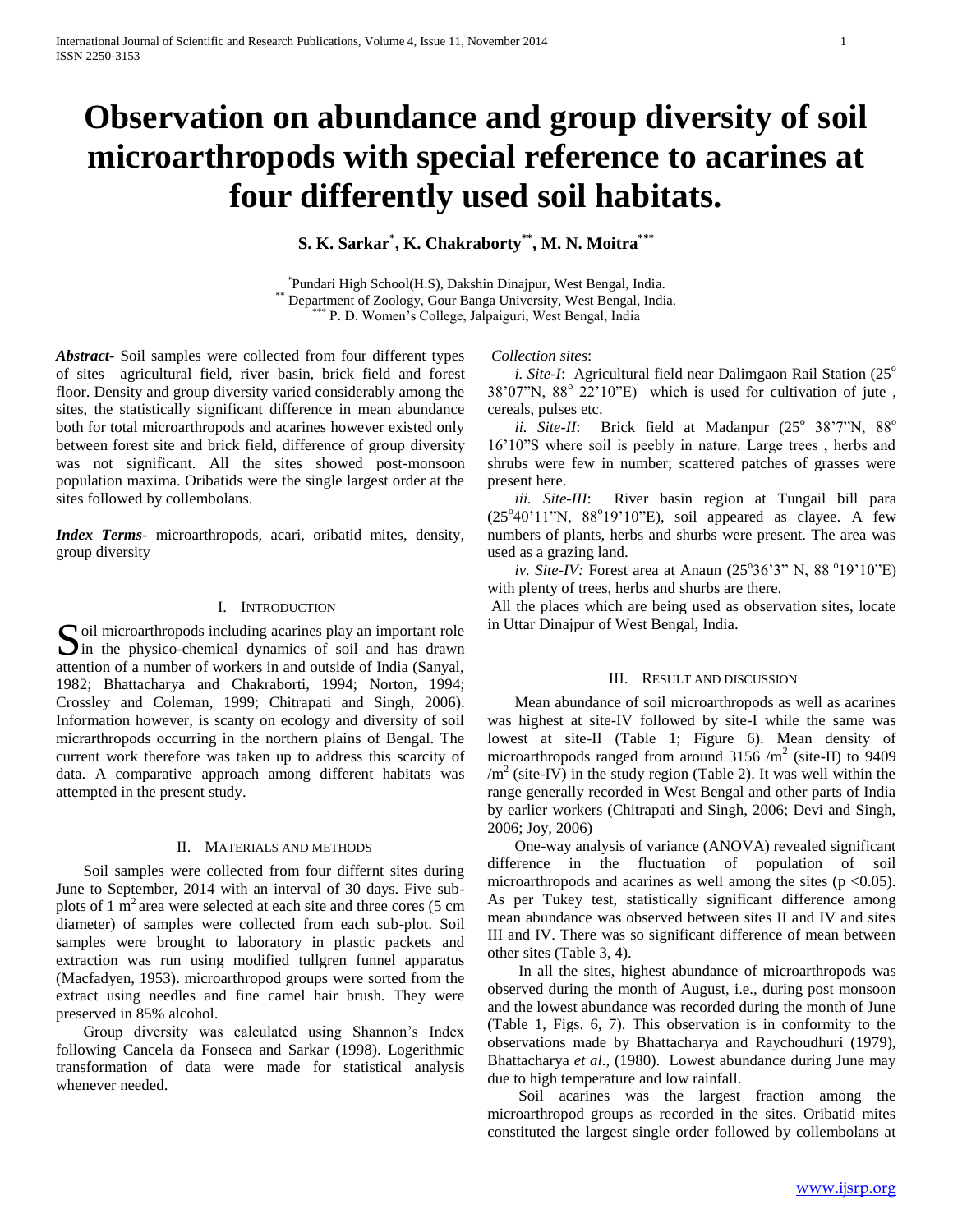# Observation on abundance and group diversity of soil microarthropods with special reference to acarines at four differently used soil habitats.

**S. K. Sarkar[*], K. Chakraborty[**], M. N. Moitra[***]**

[*] Pundari High School(H.S), Dakshin Dinajpur, West Bengal, India.
[**] Department of Zoology, Gour Banga University, West Bengal, India.
[***] P. D. Women's College, Jalpaiguri, West Bengal, India

***Abstract*-** Soil samples were collected from four different types of sites –agricultural field, river basin, brick field and forest floor. Density and group diversity varied considerably among the sites, the statistically significant difference in mean abundance both for total microarthropods and acarines however existed only between forest site and brick field, difference of group diversity was not significant. All the sites showed post-monsoon population maxima. Oribatids were the single largest order at the sites followed by collembolans.

***Index Terms*-** microarthropods, acari, oribatid mites, density, group diversity

## I. Introduction

Soil microarthropods including acarines play an important role in the physico-chemical dynamics of soil and has drawn attention of a number of workers in and outside of India (Sanyal, 1982; Bhattacharya and Chakraborti, 1994; Norton, 1994; Crossley and Coleman, 1999; Chitrapati and Singh, 2006). Information however, is scanty on ecology and diversity of soil micrarthropods occurring in the northern plains of Bengal. The current work therefore was taken up to address this scarcity of data. A comparative approach among different habitats was attempted in the present study.

## II. Materials and methods

Soil samples were collected from four differnt sites during June to September, 2014 with an interval of 30 days. Five sub-plots of 1 $m^2$ area were selected at each site and three cores (5 cm diameter) of samples were collected from each sub-plot. Soil samples were brought to laboratory in plastic packets and extraction was run using modified tullgren funnel apparatus (Macfadyen, 1953). microarthropod groups were sorted from the extract using needles and fine camel hair brush. They were preserved in 85% alcohol.

Group diversity was calculated using Shannon's Index following Cancela da Fonseca and Sarkar (1998). Logerithmic transformation of data were made for statistical analysis whenever needed.

*Collection sites*:

*i. Site-I*: Agricultural field near Dalimgaon Rail Station (25$^o$ 38'07"N, 88$^o$ 22'10"E) which is used for cultivation of jute , cereals, pulses etc.

*ii. Site-II*: Brick field at Madanpur (25$^o$ 38'7"N, 88$^o$ 16'10"S where soil is peebly in nature. Large trees , herbs and shrubs were few in number; scattered patches of grasses were present here.

*iii. Site-III*: River basin region at Tungail bill para (25$^o$40'11"N, 88$^o$19'10"E), soil appeared as clayee. A few numbers of plants, herbs and shurbs were present. The area was used as a grazing land.

*iv. Site-IV:* Forest area at Anaun (25$^o$36'3" N, 88 $^o$19'10"E) with plenty of trees, herbs and shurbs are there.

All the places which are being used as observation sites, locate in Uttar Dinajpur of West Bengal, India.

## III. Result and discussion

Mean abundance of soil microarthropods as well as acarines was highest at site-IV followed by site-I while the same was lowest at site-II (Table 1; Figure 6). Mean density of microarthropods ranged from around 3156 /$m^2$ (site-II) to 9409 /$m^2$ (site-IV) in the study region (Table 2). It was well within the range generally recorded in West Bengal and other parts of India by earlier workers (Chitrapati and Singh, 2006; Devi and Singh, 2006; Joy, 2006)

One-way analysis of variance (ANOVA) revealed significant difference in the fluctuation of population of soil microarthropods and acarines as well among the sites ($p < 0.05$). As per Tukey test, statistically significant difference among mean abundance was observed between sites II and IV and sites III and IV. There was so significant difference of mean between other sites (Table 3, 4).

In all the sites, highest abundance of microarthropods was observed during the month of August, i.e., during post monsoon and the lowest abundance was recorded during the month of June (Table 1, Figs. 6, 7). This observation is in conformity to the observations made by Bhattacharya and Raychoudhuri (1979), Bhattacharya *et al*., (1980). Lowest abundance during June may due to high temperature and low rainfall.

Soil acarines was the largest fraction among the microarthropod groups as recorded in the sites. Oribatid mites constituted the largest single order followed by collembolans at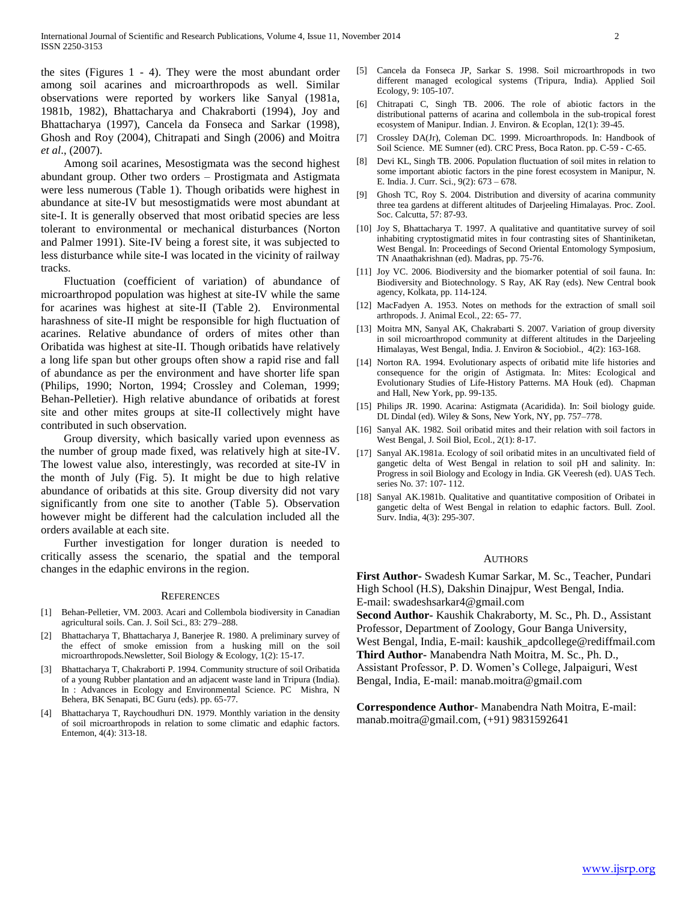the sites (Figures 1 - 4). They were the most abundant order among soil acarines and microarthropods as well. Similar observations were reported by workers like Sanyal (1981a, 1981b, 1982), Bhattacharya and Chakraborti (1994), Joy and Bhattacharya (1997), Cancela da Fonseca and Sarkar (1998), Ghosh and Roy (2004), Chitrapati and Singh (2006) and Moitra *et al*., (2007).

Among soil acarines, Mesostigmata was the second highest abundant group. Other two orders – Prostigmata and Astigmata were less numerous (Table 1). Though oribatids were highest in abundance at site-IV but mesostigmatids were most abundant at site-I. It is generally observed that most oribatid species are less tolerant to environmental or mechanical disturbances (Norton and Palmer 1991). Site-IV being a forest site, it was subjected to less disturbance while site-I was located in the vicinity of railway tracks.

Fluctuation (coefficient of variation) of abundance of microarthropod population was highest at site-IV while the same for acarines was highest at site-II (Table 2). Environmental harashness of site-II might be responsible for high fluctuation of acarines. Relative abundance of orders of mites other than Oribatida was highest at site-II. Though oribatids have relatively a long life span but other groups often show a rapid rise and fall of abundance as per the environment and have shorter life span (Philips, 1990; Norton, 1994; Crossley and Coleman, 1999; Behan-Pelletier). High relative abundance of oribatids at forest site and other mites groups at site-II collectively might have contributed in such observation.

Group diversity, which basically varied upon evenness as the number of group made fixed, was relatively high at site-IV. The lowest value also, interestingly, was recorded at site-IV in the month of July (Fig. 5). It might be due to high relative abundance of oribatids at this site. Group diversity did not vary significantly from one site to another (Table 5). Observation however might be different had the calculation included all the orders available at each site.

Further investigation for longer duration is needed to critically assess the scenario, the spatial and the temporal changes in the edaphic environs in the region.

## References

[1] Behan-Pelletier, VM. 2003. Acari and Collembola biodiversity in Canadian agricultural soils. Can. J. Soil Sci., 83: 279–288.

[2] Bhattacharya T, Bhattacharya J, Banerjee R. 1980. A preliminary survey of the effect of smoke emission from a husking mill on the soil microarthropods.Newsletter, Soil Biology & Ecology, 1(2): 15-17.

[3] Bhattacharya T, Chakraborti P. 1994. Community structure of soil Oribatida of a young Rubber plantation and an adjacent waste land in Tripura (India). In : Advances in Ecology and Environmental Science. PC Mishra, N Behera, BK Senapati, BC Guru (eds). pp. 65-77.

[4] Bhattacharya T, Raychoudhuri DN. 1979. Monthly variation in the density of soil microarthropods in relation to some climatic and edaphic factors. Entemon, 4(4): 313-18.

[5] Cancela da Fonseca JP, Sarkar S. 1998. Soil microarthropods in two different managed ecological systems (Tripura, India). Applied Soil Ecology, 9: 105-107.

[6] Chitrapati C, Singh TB. 2006. The role of abiotic factors in the distributional patterns of acarina and collembola in the sub-tropical forest ecosystem of Manipur. Indian. J. Environ. & Ecoplan, 12(1): 39-45.

[7] Crossley DA(Jr), Coleman DC. 1999. Microarthropods. In: Handbook of Soil Science. ME Sumner (ed). CRC Press, Boca Raton. pp. C-59 - C-65.

[8] Devi KL, Singh TB. 2006. Population fluctuation of soil mites in relation to some important abiotic factors in the pine forest ecosystem in Manipur, N. E. India. J. Curr. Sci., 9(2): 673 – 678.

[9] Ghosh TC, Roy S. 2004. Distribution and diversity of acarina community three tea gardens at different altitudes of Darjeeling Himalayas. Proc. Zool. Soc. Calcutta, 57: 87-93.

[10] Joy S, Bhattacharya T. 1997. A qualitative and quantitative survey of soil inhabiting cryptostigmatid mites in four contrasting sites of Shantiniketan, West Bengal. In: Proceedings of Second Oriental Entomology Symposium, TN Anaathakrishnan (ed). Madras, pp. 75-76.

[11] Joy VC. 2006. Biodiversity and the biomarker potential of soil fauna. In: Biodiversity and Biotechnology. S Ray, AK Ray (eds). New Central book agency, Kolkata, pp. 114-124.

[12] MacFadyen A. 1953. Notes on methods for the extraction of small soil arthropods. J. Animal Ecol., 22: 65- 77.

[13] Moitra MN, Sanyal AK, Chakrabarti S. 2007. Variation of group diversity in soil microarthropod community at different altitudes in the Darjeeling Himalayas, West Bengal, India. J. Environ & Sociobiol., 4(2): 163-168.

[14] Norton RA. 1994. Evolutionary aspects of oribatid mite life histories and consequence for the origin of Astigmata. In: Mites: Ecological and Evolutionary Studies of Life-History Patterns. MA Houk (ed). Chapman and Hall, New York, pp. 99-135.

[15] Philips JR. 1990. Acarina: Astigmata (Acaridida). In: Soil biology guide. DL Dindal (ed). Wiley & Sons, New York, NY, pp. 757–778.

[16] Sanyal AK. 1982. Soil oribatid mites and their relation with soil factors in West Bengal, J. Soil Biol, Ecol., 2(1): 8-17.

[17] Sanyal AK.1981a. Ecology of soil oribatid mites in an uncultivated field of gangetic delta of West Bengal in relation to soil pH and salinity. In: Progress in soil Biology and Ecology in India. GK Veeresh (ed). UAS Tech. series No. 37: 107- 112.

[18] Sanyal AK.1981b. Qualitative and quantitative composition of Oribatei in gangetic delta of West Bengal in relation to edaphic factors. Bull. Zool. Surv. India, 4(3): 295-307.

## Authors

**First Author-** Swadesh Kumar Sarkar, M. Sc., Teacher, Pundari High School (H.S), Dakshin Dinajpur, West Bengal, India. E-mail: swadeshsarkar4@gmail.com

**Second Author-** Kaushik Chakraborty, M. Sc., Ph. D., Assistant Professor, Department of Zoology, Gour Banga University, West Bengal, India, E-mail: kaushik_apdcollege@rediffmail.com

**Third Author-** Manabendra Nath Moitra, M. Sc., Ph. D., Assistant Professor, P. D. Women's College, Jalpaiguri, West Bengal, India, E-mail: manab.moitra@gmail.com

**Correspondence Author-** Manabendra Nath Moitra, E-mail: manab.moitra@gmail.com, (+91) 9831592641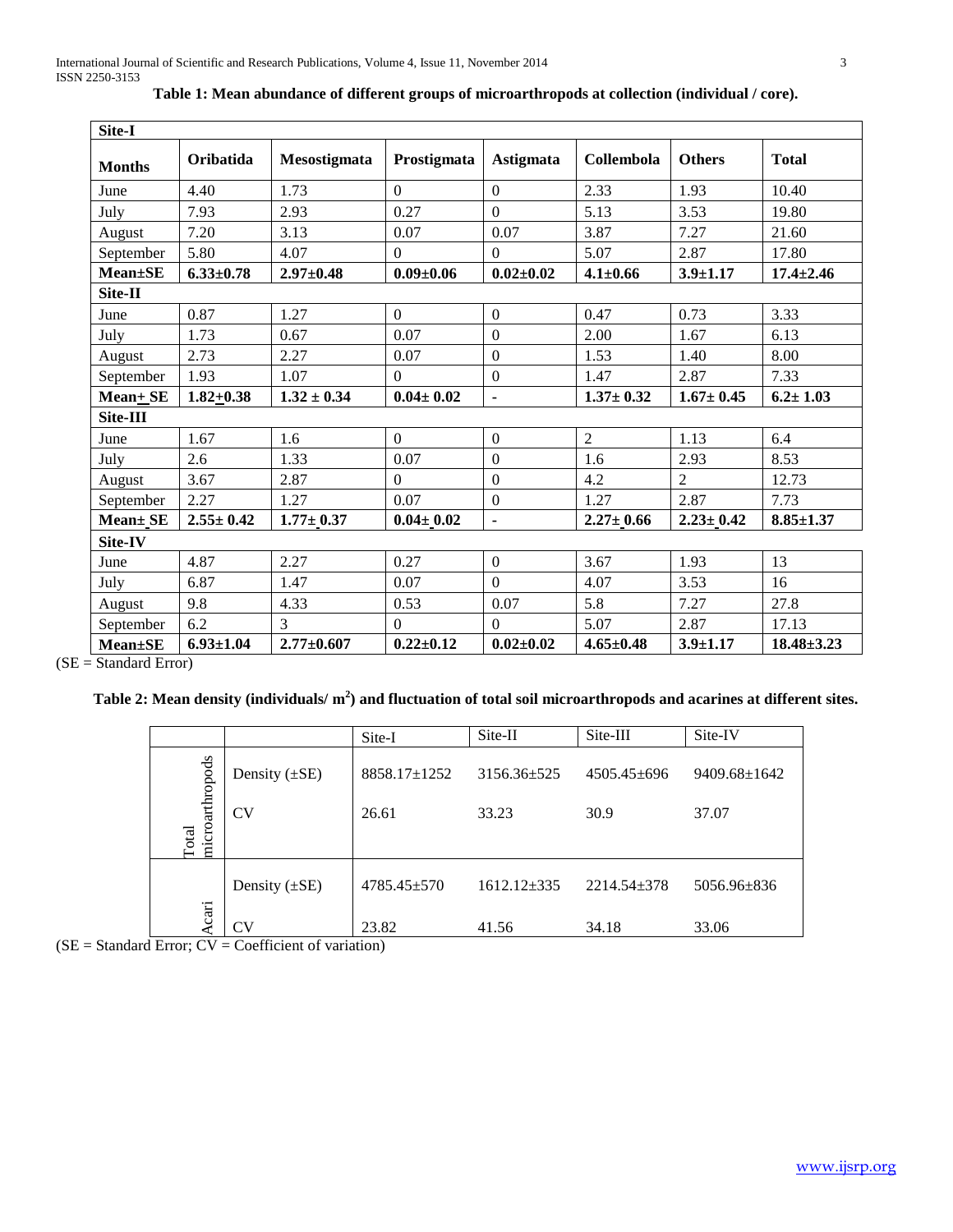**Table 1: Mean abundance of different groups of microarthropods at collection (individual / core).**

| Months | Oribatida | Mesostigmata | Prostigmata | Astigmata | Collembola | Others | Total |
|---|---|---|---|---|---|---|---|
| **Site-I** | | | | | | | |
| June | 4.40 | 1.73 | 0 | 0 | 2.33 | 1.93 | 10.40 |
| July | 7.93 | 2.93 | 0.27 | 0 | 5.13 | 3.53 | 19.80 |
| August | 7.20 | 3.13 | 0.07 | 0.07 | 3.87 | 7.27 | 21.60 |
| September | 5.80 | 4.07 | 0 | 0 | 5.07 | 2.87 | 17.80 |
| **Mean±SE** | **6.33±0.78** | **2.97±0.48** | **0.09±0.06** | **0.02±0.02** | **4.1±0.66** | **3.9±1.17** | **17.4±2.46** |
| **Site-II** | | | | | | | |
| June | 0.87 | 1.27 | 0 | 0 | 0.47 | 0.73 | 3.33 |
| July | 1.73 | 0.67 | 0.07 | 0 | 2.00 | 1.67 | 6.13 |
| August | 2.73 | 2.27 | 0.07 | 0 | 1.53 | 1.40 | 8.00 |
| September | 1.93 | 1.07 | 0 | 0 | 1.47 | 2.87 | 7.33 |
| **Mean± SE** | **1.82±0.38** | **1.32 ± 0.34** | **0.04± 0.02** | **-** | **1.37± 0.32** | **1.67± 0.45** | **6.2± 1.03** |
| **Site-III** | | | | | | | |
| June | 1.67 | 1.6 | 0 | 0 | 2 | 1.13 | 6.4 |
| July | 2.6 | 1.33 | 0.07 | 0 | 1.6 | 2.93 | 8.53 |
| August | 3.67 | 2.87 | 0 | 0 | 4.2 | 2 | 12.73 |
| September | 2.27 | 1.27 | 0.07 | 0 | 1.27 | 2.87 | 7.73 |
| **Mean± SE** | **2.55± 0.42** | **1.77± 0.37** | **0.04± 0.02** | **-** | **2.27± 0.66** | **2.23± 0.42** | **8.85±1.37** |
| **Site-IV** | | | | | | | |
| June | 4.87 | 2.27 | 0.27 | 0 | 3.67 | 1.93 | 13 |
| July | 6.87 | 1.47 | 0.07 | 0 | 4.07 | 3.53 | 16 |
| August | 9.8 | 4.33 | 0.53 | 0.07 | 5.8 | 7.27 | 27.8 |
| September | 6.2 | 3 | 0 | 0 | 5.07 | 2.87 | 17.13 |
| **Mean±SE** | **6.93±1.04** | **2.77±0.607** | **0.22±0.12** | **0.02±0.02** | **4.65±0.48** | **3.9±1.17** | **18.48±3.23** |

(SE = Standard Error)

**Table 2: Mean density (individuals/ m$^2$) and fluctuation of total soil microarthropods and acarines at different sites.**

| | | Site-I | Site-II | Site-III | Site-IV |
|---|---|---|---|---|---|
| Total microarthropods | Density (±SE) | 8858.17±1252 | 3156.36±525 | 4505.45±696 | 9409.68±1642 |
| | CV | 26.61 | 33.23 | 30.9 | 37.07 |
| Acari | Density (±SE) | 4785.45±570 | 1612.12±335 | 2214.54±378 | 5056.96±836 |
| | CV | 23.82 | 41.56 | 34.18 | 33.06 |

(SE = Standard Error; CV = Coefficient of variation)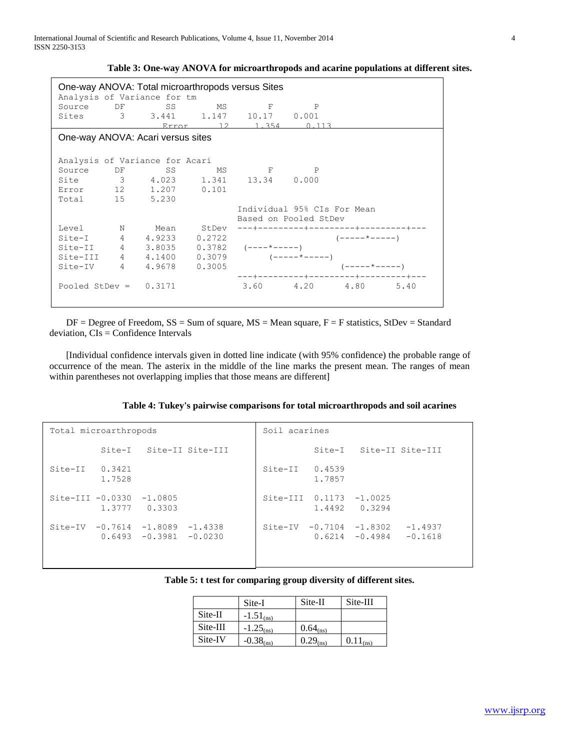**Table 3: One-way ANOVA for microarthropods and acarine populations at different sites.**

```
One-way ANOVA: Total microarthropods versus Sites
Analysis of Variance for tm
Source      DF        SS        MS        F        P
Sites        3     3.441     1.147    10.17    0.001
                   Error        12    1.354    0.113

One-way ANOVA: Acari versus sites

Analysis of Variance for Acari
Source      DF        SS        MS        F        P
Site         3     4.023     1.341    13.34    0.000
Error       12     1.207     0.101
Total       15     5.230
                                      Individual 95% CIs For Mean
                                      Based on Pooled StDev
Level        N      Mean     StDev   ---+---------+---------+---------+---
Site-I       4    4.9233    0.2722                          (-----*-----)
Site-II      4    3.8035    0.3782   (----*-----)
Site-III     4    4.1400    0.3079        (-----*-----)
Site-IV      4    4.9678    0.3005                            (-----*-----)
                                     ---+---------+---------+---------+---
Pooled StDev =    0.3171              3.60      4.20      4.80      5.40
```

DF = Degree of Freedom, SS = Sum of square, MS = Mean square, F = F statistics, StDev = Standard deviation, CIs = Confidence Intervals

[Individual confidence intervals given in dotted line indicate (with 95% confidence) the probable range of occurrence of the mean. The asterix in the middle of the line marks the present mean. The ranges of mean within parentheses not overlapping implies that those means are different]

**Table 4: Tukey's pairwise comparisons for total microarthropods and soil acarines**

```
Total microarthropods

           Site-I    Site-II  Site-III

Site-II    0.3421
           1.7528

Site-III  -0.0330   -1.0805
           1.3777    0.3303

Site-IV   -0.7614   -1.8089   -1.4338
           0.6493   -0.3981   -0.0230
```

```
Soil acarines

           Site-I    Site-II  Site-III

Site-II    0.4539
           1.7857

Site-III   0.1173   -1.0025
           1.4492    0.3294

Site-IV   -0.7104   -1.8302   -1.4937
           0.6214   -0.4984   -0.1618
```

**Table 5: t test for comparing group diversity of different sites.**

| | Site-I | Site-II | Site-III |
|---|---|---|---|
| Site-II | $-1.51_{(ns)}$ | | |
| Site-III | $-1.25_{(ns)}$ | $0.64_{(ns)}$ | |
| Site-IV | $-0.38_{(ns)}$ | $0.29_{(ns)}$ | $0.11_{(ns)}$ |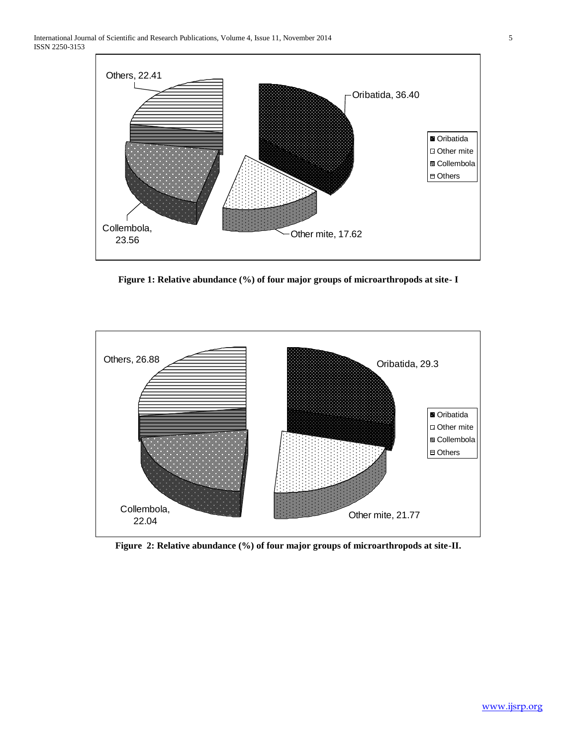Figure 1: Relative abundance (%) of four major groups of microarthropods at site- I

Figure 2: Relative abundance (%) of four major groups of microarthropods at site-II.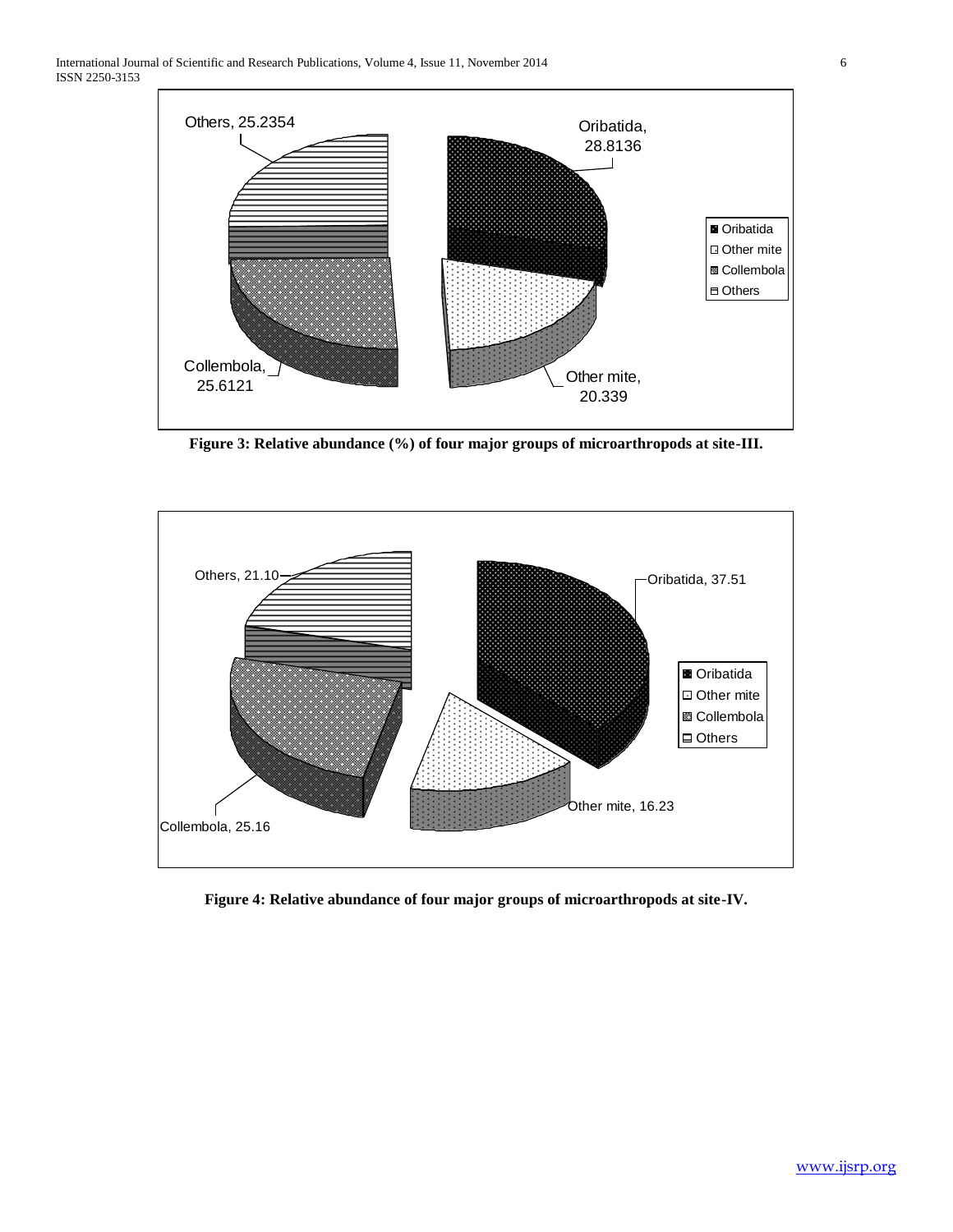Figure 3: Relative abundance (%) of four major groups of microarthropods at site-III.

Figure 4: Relative abundance of four major groups of microarthropods at site-IV.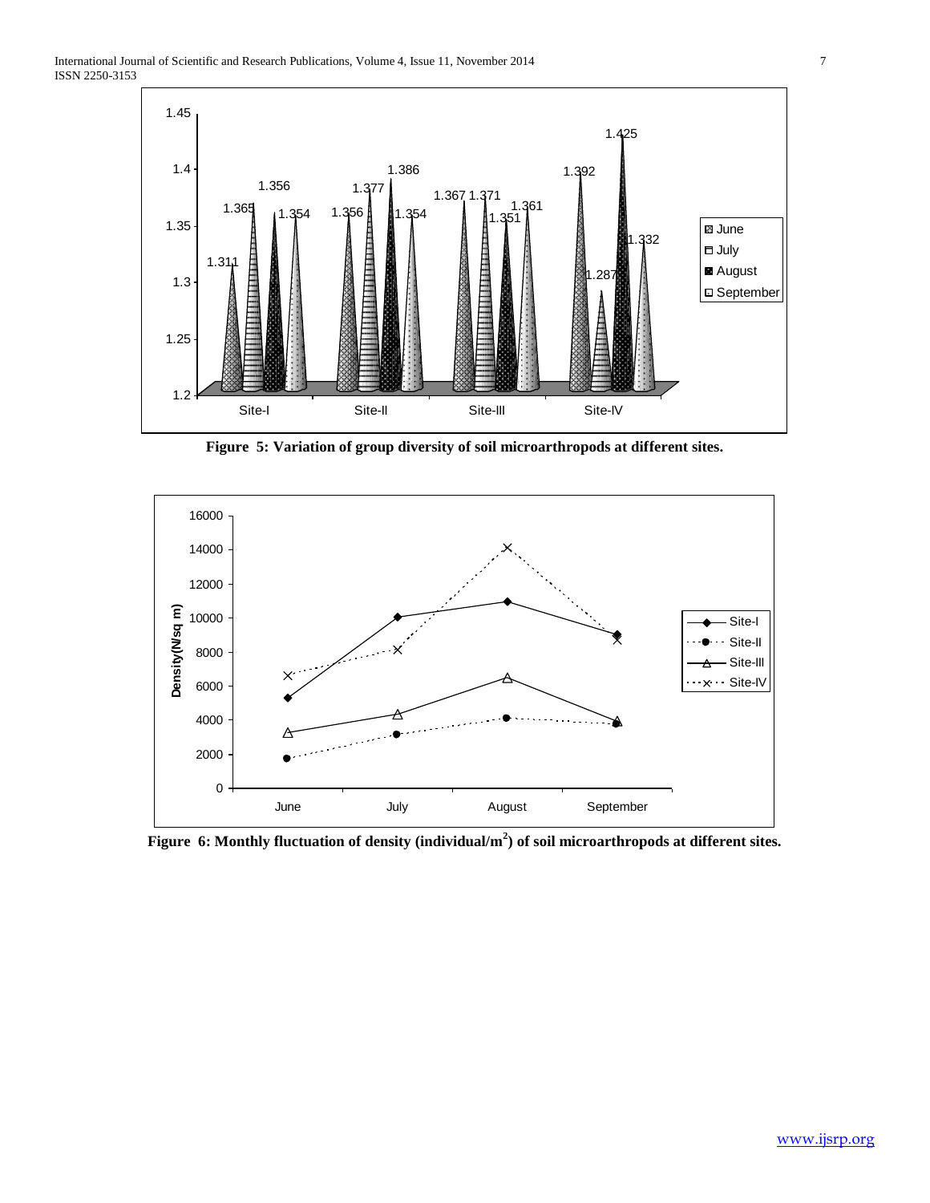Figure 5: Variation of group diversity of soil microarthropods at different sites.

Figure 6: Monthly fluctuation of density (individual/m[2]) of soil microarthropods at different sites.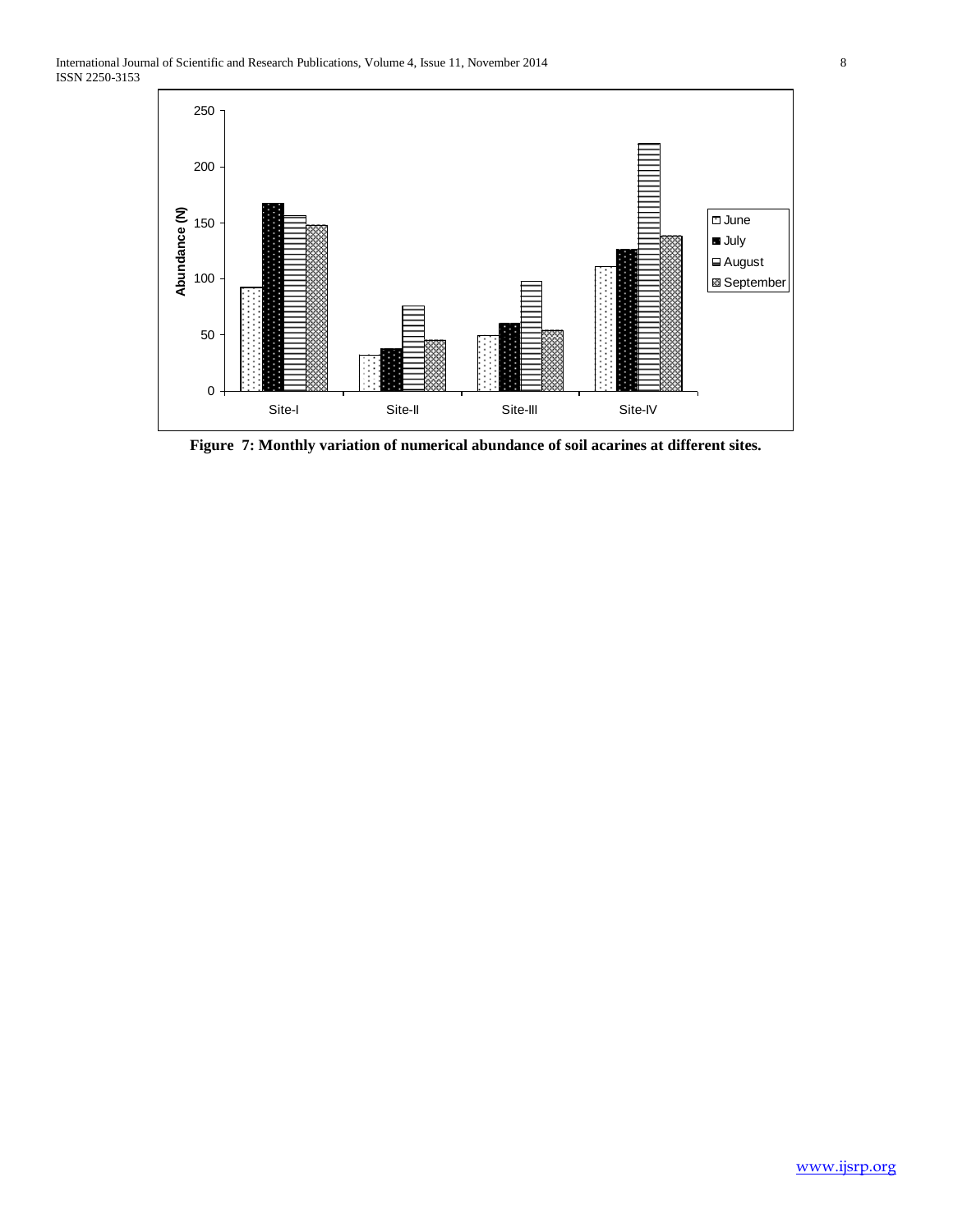250

200

150

100

50

0

Abundance (N)

Site-I

Site-II

Site-III

Site-IV

June

July

August

September

**Figure 7: Monthly variation of numerical abundance of soil acarines at different sites.**